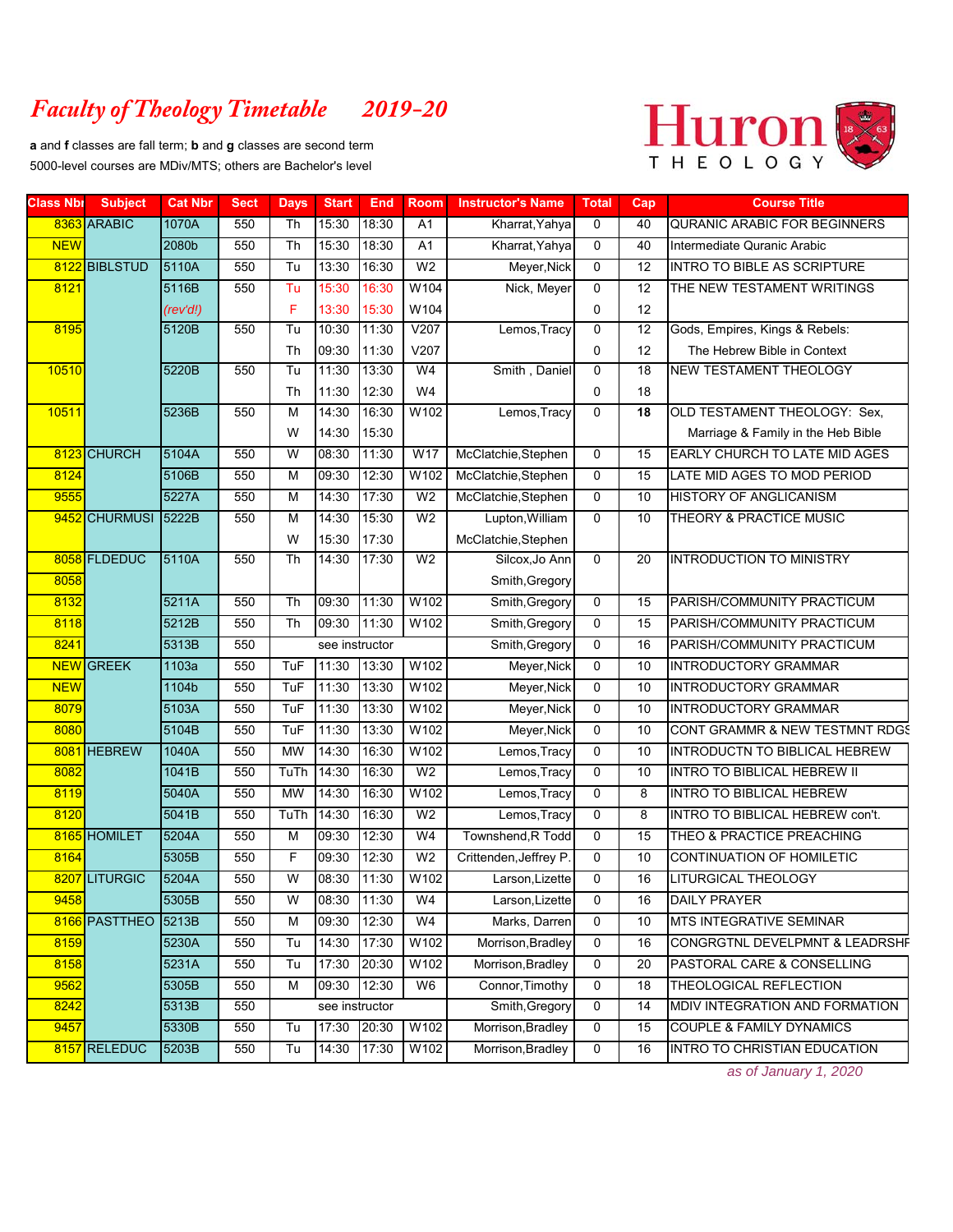# *Faculty of Theology Timetable 2019-20*

**a** and **f** classes are fall term; **b** and **g** classes are second term
5000-level courses are MDiv/MTS; others are Bachelor's level

Huron THEOLOGY

| Class Nbr | Subject | Cat Nbr | Sect | Days | Start | End | Room | Instructor's Name | Total | Cap | Course Title |
|---|---|---|---|---|---|---|---|---|---|---|---|
| 8363 | ARABIC | 1070A | 550 | Th | 15:30 | 18:30 | A1 | Kharrat,Yahya | 0 | 40 | QURANIC ARABIC FOR BEGINNERS |
| NEW | | 2080b | 550 | Th | 15:30 | 18:30 | A1 | Kharrat,Yahya | 0 | 40 | Intermediate Quranic Arabic |
| 8122 | BIBLSTUD | 5110A | 550 | Tu | 13:30 | 16:30 | W2 | Meyer,Nick | 0 | 12 | INTRO TO BIBLE AS SCRIPTURE |
| 8121 | | 5116B | 550 | Tu | 15:30 | 16:30 | W104 | Nick, Meyer | 0 | 12 | THE NEW TESTAMENT WRITINGS |
| | | *(rev'd!)* | | F | 13:30 | 15:30 | W104 | | 0 | 12 | |
| 8195 | | 5120B | 550 | Tu | 10:30 | 11:30 | V207 | Lemos,Tracy | 0 | 12 | Gods, Empires, Kings & Rebels: |
| | | | | Th | 09:30 | 11:30 | V207 | | 0 | 12 | The Hebrew Bible in Context |
| 10510 | | 5220B | 550 | Tu | 11:30 | 13:30 | W4 | Smith , Daniel | 0 | 18 | NEW TESTAMENT THEOLOGY |
| | | | | Th | 11:30 | 12:30 | W4 | | 0 | 18 | |
| 10511 | | 5236B | 550 | M | 14:30 | 16:30 | W102 | Lemos,Tracy | 0 | **18** | OLD TESTAMENT THEOLOGY: Sex, |
| | | | | W | 14:30 | 15:30 | | | | | Marriage & Family in the Heb Bible |
| 8123 | CHURCH | 5104A | 550 | W | 08:30 | 11:30 | W17 | McClatchie,Stephen | 0 | 15 | EARLY CHURCH TO LATE MID AGES |
| 8124 | | 5106B | 550 | M | 09:30 | 12:30 | W102 | McClatchie,Stephen | 0 | 15 | LATE MID AGES TO MOD PERIOD |
| 9555 | | 5227A | 550 | M | 14:30 | 17:30 | W2 | McClatchie,Stephen | 0 | 10 | HISTORY OF ANGLICANISM |
| 9452 | CHURMUSI | 5222B | 550 | M | 14:30 | 15:30 | W2 | Lupton,William | 0 | 10 | THEORY & PRACTICE MUSIC |
| | | | | W | 15:30 | 17:30 | | McClatchie,Stephen | | | |
| 8058 | FLDEDUC | 5110A | 550 | Th | 14:30 | 17:30 | W2 | Silcox,Jo Ann | 0 | 20 | INTRODUCTION TO MINISTRY |
| 8058 | | | | | | | | Smith,Gregory | | | |
| 8132 | | 5211A | 550 | Th | 09:30 | 11:30 | W102 | Smith,Gregory | 0 | 15 | PARISH/COMMUNITY PRACTICUM |
| 8118 | | 5212B | 550 | Th | 09:30 | 11:30 | W102 | Smith,Gregory | 0 | 15 | PARISH/COMMUNITY PRACTICUM |
| 8241 | | 5313B | 550 | see instructor | | | | Smith,Gregory | 0 | 16 | PARISH/COMMUNITY PRACTICUM |
| NEW | GREEK | 1103a | 550 | TuF | 11:30 | 13:30 | W102 | Meyer,Nick | 0 | 10 | INTRODUCTORY GRAMMAR |
| NEW | | 1104b | 550 | TuF | 11:30 | 13:30 | W102 | Meyer,Nick | 0 | 10 | INTRODUCTORY GRAMMAR |
| 8079 | | 5103A | 550 | TuF | 11:30 | 13:30 | W102 | Meyer,Nick | 0 | 10 | INTRODUCTORY GRAMMAR |
| 8080 | | 5104B | 550 | TuF | 11:30 | 13:30 | W102 | Meyer,Nick | 0 | 10 | CONT GRAMMR & NEW TESTMNT RDGS |
| 8081 | HEBREW | 1040A | 550 | MW | 14:30 | 16:30 | W102 | Lemos,Tracy | 0 | 10 | INTRODUCTN TO BIBLICAL HEBREW |
| 8082 | | 1041B | 550 | TuTh | 14:30 | 16:30 | W2 | Lemos,Tracy | 0 | 10 | INTRO TO BIBLICAL HEBREW II |
| 8119 | | 5040A | 550 | MW | 14:30 | 16:30 | W102 | Lemos,Tracy | 0 | 8 | INTRO TO BIBLICAL HEBREW |
| 8120 | | 5041B | 550 | TuTh | 14:30 | 16:30 | W2 | Lemos,Tracy | 0 | 8 | INTRO TO BIBLICAL HEBREW con't. |
| 8165 | HOMILET | 5204A | 550 | M | 09:30 | 12:30 | W4 | Townshend,R Todd | 0 | 15 | THEO & PRACTICE PREACHING |
| 8164 | | 5305B | 550 | F | 09:30 | 12:30 | W2 | Crittenden,Jeffrey P. | 0 | 10 | CONTINUATION OF HOMILETIC |
| 8207 | LITURGIC | 5204A | 550 | W | 08:30 | 11:30 | W102 | Larson,Lizette | 0 | 16 | LITURGICAL THEOLOGY |
| 9458 | | 5305B | 550 | W | 08:30 | 11:30 | W4 | Larson,Lizette | 0 | 16 | DAILY PRAYER |
| 8166 | PASTTHEO | 5213B | 550 | M | 09:30 | 12:30 | W4 | Marks, Darren | 0 | 10 | MTS INTEGRATIVE SEMINAR |
| 8159 | | 5230A | 550 | Tu | 14:30 | 17:30 | W102 | Morrison,Bradley | 0 | 16 | CONGRGTNL DEVELPMNT & LEADRSHP |
| 8158 | | 5231A | 550 | Tu | 17:30 | 20:30 | W102 | Morrison,Bradley | 0 | 20 | PASTORAL CARE & CONSELLING |
| 9562 | | 5305B | 550 | M | 09:30 | 12:30 | W6 | Connor,Timothy | 0 | 18 | THEOLOGICAL REFLECTION |
| 8242 | | 5313B | 550 | see instructor | | | | Smith,Gregory | 0 | 14 | MDIV INTEGRATION AND FORMATION |
| 9457 | | 5330B | 550 | Tu | 17:30 | 20:30 | W102 | Morrison,Bradley | 0 | 15 | COUPLE & FAMILY DYNAMICS |
| 8157 | RELEDUC | 5203B | 550 | Tu | 14:30 | 17:30 | W102 | Morrison,Bradley | 0 | 16 | INTRO TO CHRISTIAN EDUCATION |

*as of January 1, 2020*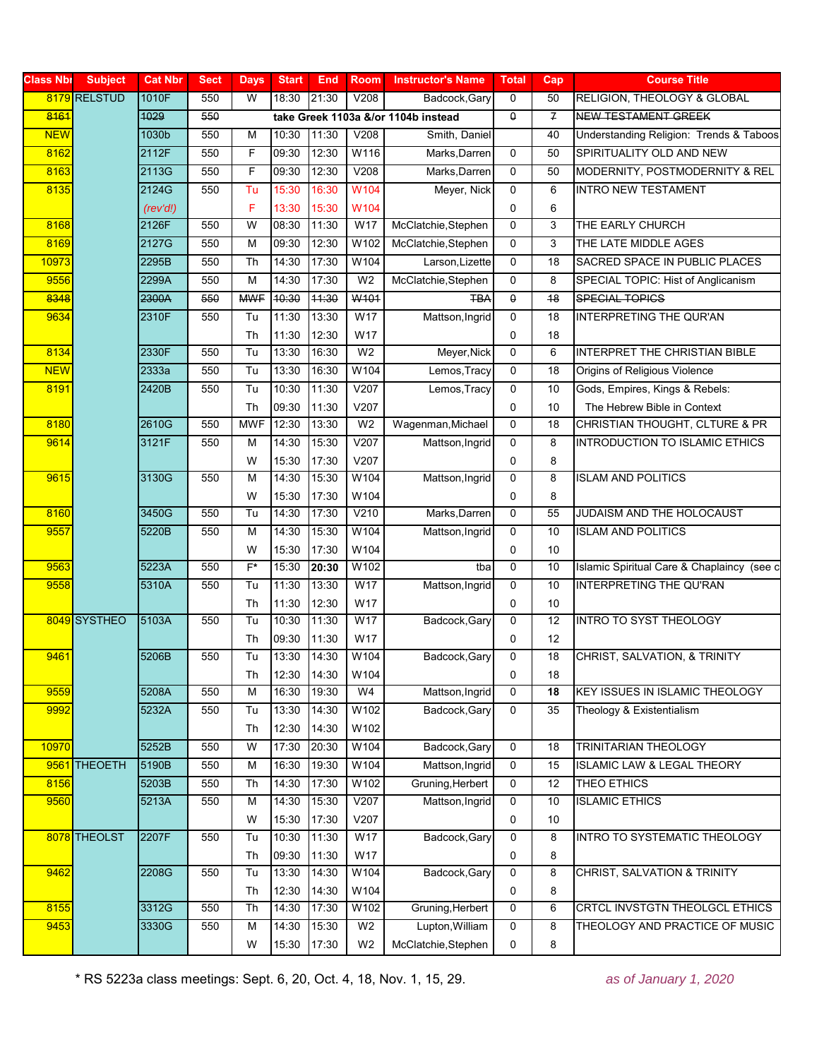| Class Nbr | Subject | Cat Nbr | Sect | Days | Start | End | Room | Instructor's Name | Total | Cap | Course Title |
|---|---|---|---|---|---|---|---|---|---|---|---|
| 8179 | RELSTUD | 1010F | 550 | W | 18:30 | 21:30 | V208 | Badcock,Gary | 0 | 50 | RELIGION, THEOLOGY & GLOBAL |
| ~~8161~~ | | ~~1029~~ | ~~550~~ | take Greek 1103a &/or 1104b instead | | | | | ~~0~~ | ~~7~~ | ~~NEW TESTAMENT GREEK~~ |
| NEW | | 1030b | 550 | M | 10:30 | 11:30 | V208 | Smith, Daniel | | 40 | Understanding Religion: Trends & Taboos |
| 8162 | | 2112F | 550 | F | 09:30 | 12:30 | W116 | Marks,Darren | 0 | 50 | SPIRITUALITY OLD AND NEW |
| 8163 | | 2113G | 550 | F | 09:30 | 12:30 | V208 | Marks,Darren | 0 | 50 | MODERNITY, POSTMODERNITY & REL |
| 8135 | | 2124G | 550 | Tu | 15:30 | 16:30 | W104 | Meyer, Nick | 0 | 6 | INTRO NEW TESTAMENT |
| | | *(rev'd!)* | | F | 13:30 | 15:30 | W104 | | 0 | 6 | |
| 8168 | | 2126F | 550 | W | 08:30 | 11:30 | W17 | McClatchie,Stephen | 0 | 3 | THE EARLY CHURCH |
| 8169 | | 2127G | 550 | M | 09:30 | 12:30 | W102 | McClatchie,Stephen | 0 | 3 | THE LATE MIDDLE AGES |
| 10973 | | 2295B | 550 | Th | 14:30 | 17:30 | W104 | Larson,Lizette | 0 | 18 | SACRED SPACE IN PUBLIC PLACES |
| 9556 | | 2299A | 550 | M | 14:30 | 17:30 | W2 | McClatchie,Stephen | 0 | 8 | SPECIAL TOPIC: Hist of Anglicanism |
| ~~8348~~ | | ~~2300A~~ | ~~550~~ | ~~MWF~~ | ~~10:30~~ | ~~11:30~~ | ~~W101~~ | ~~TBA~~ | ~~0~~ | ~~18~~ | ~~SPECIAL TOPICS~~ |
| 9634 | | 2310F | 550 | Tu | 11:30 | 13:30 | W17 | Mattson,Ingrid | 0 | 18 | INTERPRETING THE QUR'AN |
| | | | | Th | 11:30 | 12:30 | W17 | | 0 | 18 | |
| 8134 | | 2330F | 550 | Tu | 13:30 | 16:30 | W2 | Meyer,Nick | 0 | 6 | INTERPRET THE CHRISTIAN BIBLE |
| NEW | | 2333a | 550 | Tu | 13:30 | 16:30 | W104 | Lemos,Tracy | 0 | 18 | Origins of Religious Violence |
| 8191 | | 2420B | 550 | Tu | 10:30 | 11:30 | V207 | Lemos,Tracy | 0 | 10 | Gods, Empires, Kings & Rebels: |
| | | | | Th | 09:30 | 11:30 | V207 | | 0 | 10 | The Hebrew Bible in Context |
| 8180 | | 2610G | 550 | MWF | 12:30 | 13:30 | W2 | Wagenman,Michael | 0 | 18 | CHRISTIAN THOUGHT, CLTURE & PR |
| 9614 | | 3121F | 550 | M | 14:30 | 15:30 | V207 | Mattson,Ingrid | 0 | 8 | INTRODUCTION TO ISLAMIC ETHICS |
| | | | | W | 15:30 | 17:30 | V207 | | 0 | 8 | |
| 9615 | | 3130G | 550 | M | 14:30 | 15:30 | W104 | Mattson,Ingrid | 0 | 8 | ISLAM AND POLITICS |
| | | | | W | 15:30 | 17:30 | W104 | | 0 | 8 | |
| 8160 | | 3450G | 550 | Tu | 14:30 | 17:30 | V210 | Marks,Darren | 0 | 55 | JUDAISM AND THE HOLOCAUST |
| 9557 | | 5220B | 550 | M | 14:30 | 15:30 | W104 | Mattson,Ingrid | 0 | 10 | ISLAM AND POLITICS |
| | | | | W | 15:30 | 17:30 | W104 | | 0 | 10 | |
| 9563 | | 5223A | 550 | F* | 15:30 | **20:30** | W102 | tba | 0 | 10 | Islamic Spiritual Care & Chaplaincy (see c |
| 9558 | | 5310A | 550 | Tu | 11:30 | 13:30 | W17 | Mattson,Ingrid | 0 | 10 | INTERPRETING THE QU'RAN |
| | | | | Th | 11:30 | 12:30 | W17 | | 0 | 10 | |
| 8049 | SYSTHEO | 5103A | 550 | Tu | 10:30 | 11:30 | W17 | Badcock,Gary | 0 | 12 | INTRO TO SYST THEOLOGY |
| | | | | Th | 09:30 | 11:30 | W17 | | 0 | 12 | |
| 9461 | | 5206B | 550 | Tu | 13:30 | 14:30 | W104 | Badcock,Gary | 0 | 18 | CHRIST, SALVATION, & TRINITY |
| | | | | Th | 12:30 | 14:30 | W104 | | 0 | 18 | |
| 9559 | | 5208A | 550 | M | 16:30 | 19:30 | W4 | Mattson,Ingrid | 0 | **18** | KEY ISSUES IN ISLAMIC THEOLOGY |
| 9992 | | 5232A | 550 | Tu | 13:30 | 14:30 | W102 | Badcock,Gary | 0 | 35 | Theology & Existentialism |
| | | | | Th | 12:30 | 14:30 | W102 | | | | |
| 10970 | | 5252B | 550 | W | 17:30 | 20:30 | W104 | Badcock,Gary | 0 | 18 | TRINITARIAN THEOLOGY |
| 9561 | THEOETH | 5190B | 550 | M | 16:30 | 19:30 | W104 | Mattson,Ingrid | 0 | 15 | ISLAMIC LAW & LEGAL THEORY |
| 8156 | | 5203B | 550 | Th | 14:30 | 17:30 | W102 | Gruning,Herbert | 0 | 12 | THEO ETHICS |
| 9560 | | 5213A | 550 | M | 14:30 | 15:30 | V207 | Mattson,Ingrid | 0 | 10 | ISLAMIC ETHICS |
| | | | | W | 15:30 | 17:30 | V207 | | 0 | 10 | |
| 8078 | THEOLST | 2207F | 550 | Tu | 10:30 | 11:30 | W17 | Badcock,Gary | 0 | 8 | INTRO TO SYSTEMATIC THEOLOGY |
| | | | | Th | 09:30 | 11:30 | W17 | | 0 | 8 | |
| 9462 | | 2208G | 550 | Tu | 13:30 | 14:30 | W104 | Badcock,Gary | 0 | 8 | CHRIST, SALVATION & TRINITY |
| | | | | Th | 12:30 | 14:30 | W104 | | 0 | 8 | |
| 8155 | | 3312G | 550 | Th | 14:30 | 17:30 | W102 | Gruning,Herbert | 0 | 6 | CRTCL INVSTGTN THEOLGCL ETHICS |
| 9453 | | 3330G | 550 | M | 14:30 | 15:30 | W2 | Lupton,William | 0 | 8 | THEOLOGY AND PRACTICE OF MUSIC |
| | | | | W | 15:30 | 17:30 | W2 | McClatchie,Stephen | 0 | 8 | |

* RS 5223a class meetings: Sept. 6, 20, Oct. 4, 18, Nov. 1, 15, 29.

*as of January 1, 2020*